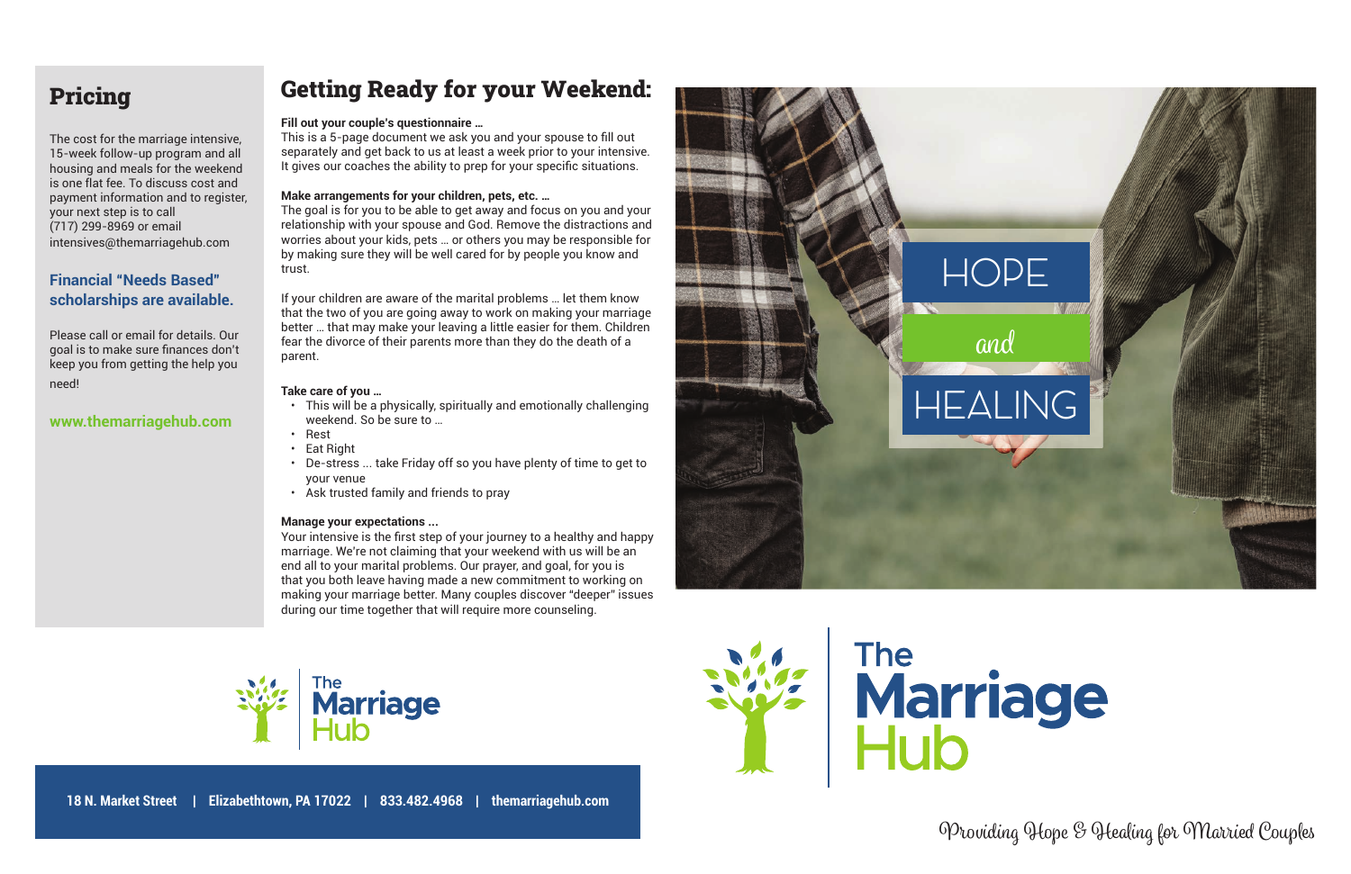## Pricing

The cost for the marriage intensive, 15-week follow-up program and all housing and meals for the weekend is one flat fee. To discuss cost and payment information and to register, your next step is to call (717) 299-8969 or email intensives@themarriagehub.com

### Financial "Needs Based" scholarships are available.

Please call or email for details. Our goal is to make sure finances don't keep you from getting the help you need!

**www.themarriagehub.com**

## Getting Ready for your Weekend:

**Fill out your couple's questionnaire …**
This is a 5-page document we ask you and your spouse to fill out separately and get back to us at least a week prior to your intensive. It gives our coaches the ability to prep for your specific situations.

**Make arrangements for your children, pets, etc. …**
The goal is for you to be able to get away and focus on you and your relationship with your spouse and God. Remove the distractions and worries about your kids, pets … or others you may be responsible for by making sure they will be well cared for by people you know and trust.

If your children are aware of the marital problems … let them know that the two of you are going away to work on making your marriage better … that may make your leaving a little easier for them. Children fear the divorce of their parents more than they do the death of a parent.

**Take care of you …**

- This will be a physically, spiritually and emotionally challenging weekend. So be sure to …
- Rest
- Eat Right
- De-stress ... take Friday off so you have plenty of time to get to your venue
- Ask trusted family and friends to pray

**Manage your expectations ...**
Your intensive is the first step of your journey to a healthy and happy marriage. We're not claiming that your weekend with us will be an end all to your marital problems. Our prayer, and goal, for you is that you both leave having made a new commitment to working on making your marriage better. Many couples discover "deeper" issues during our time together that will require more counseling.

The Marriage Hub

**18 N. Market Street | Elizabethtown, PA 17022 | 833.482.4968 | themarriagehub.com**

HOPE and HEALING

# The Marriage Hub

Providing Hope & Healing for Married Couples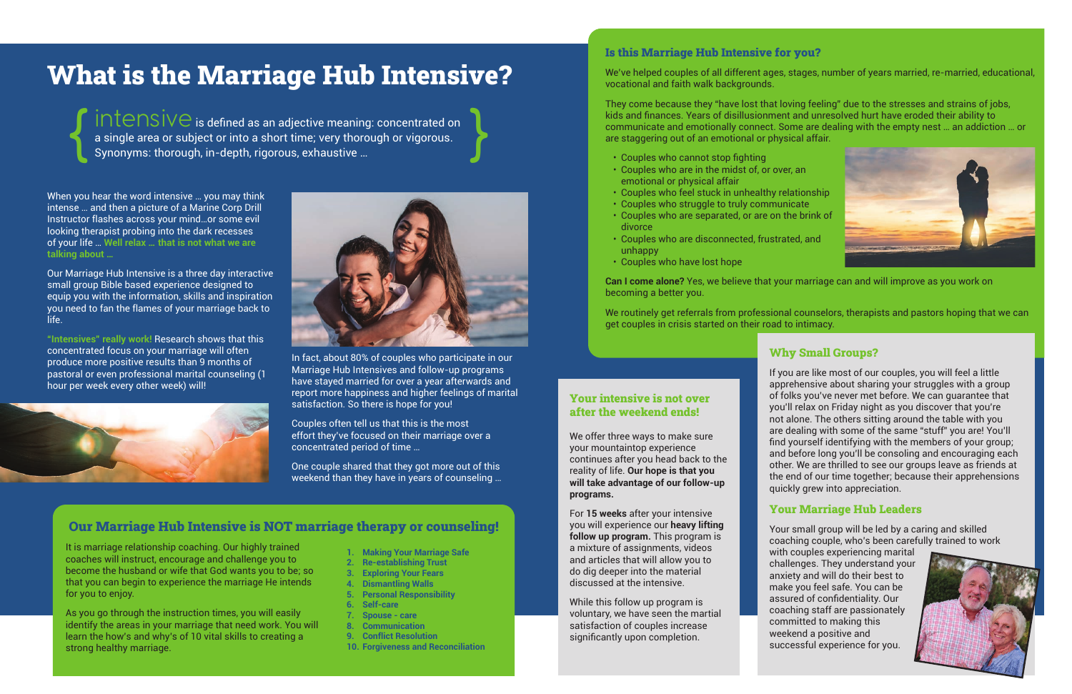# What is the Marriage Hub Intensive?

{ intensive is defined as an adjective meaning: concentrated on a single area or subject or into a short time; very thorough or vigorous. Synonyms: thorough, in-depth, rigorous, exhaustive … }

When you hear the word intensive … you may think intense … and then a picture of a Marine Corp Drill Instructor flashes across your mind…or some evil looking therapist probing into the dark recesses of your life … **Well relax … that is not what we are talking about …**

Our Marriage Hub Intensive is a three day interactive small group Bible based experience designed to equip you with the information, skills and inspiration you need to fan the flames of your marriage back to life.

**"Intensives" really work!** Research shows that this concentrated focus on your marriage will often produce more positive results than 9 months of pastoral or even professional marital counseling (1 hour per week every other week) will!

In fact, about 80% of couples who participate in our Marriage Hub Intensives and follow-up programs have stayed married for over a year afterwards and report more happiness and higher feelings of marital satisfaction. So there is hope for you!

Couples often tell us that this is the most effort they've focused on their marriage over a concentrated period of time …

One couple shared that they got more out of this weekend than they have in years of counseling …

## Our Marriage Hub Intensive is NOT marriage therapy or counseling!

It is marriage relationship coaching. Our highly trained coaches will instruct, encourage and challenge you to become the husband or wife that God wants you to be; so that you can begin to experience the marriage He intends for you to enjoy.

As you go through the instruction times, you will easily identify the areas in your marriage that need work. You will learn the how's and why's of 10 vital skills to creating a strong healthy marriage.

1. Making Your Marriage Safe
2. Re-establishing Trust
3. Exploring Your Fears
4. Dismantling Walls
5. Personal Responsibility
6. Self-care
7. Spouse - care
8. Communication
9. Conflict Resolution
10. Forgiveness and Reconciliation

## Is this Marriage Hub Intensive for you?

We've helped couples of all different ages, stages, number of years married, re-married, educational, vocational and faith walk backgrounds.

They come because they "have lost that loving feeling" due to the stresses and strains of jobs, kids and finances. Years of disillusionment and unresolved hurt have eroded their ability to communicate and emotionally connect. Some are dealing with the empty nest … an addiction … or are staggering out of an emotional or physical affair.

- Couples who cannot stop fighting
- Couples who are in the midst of, or over, an emotional or physical affair
- Couples who feel stuck in unhealthy relationship
- Couples who struggle to truly communicate
- Couples who are separated, or are on the brink of divorce
- Couples who are disconnected, frustrated, and unhappy
- Couples who have lost hope

**Can I come alone?** Yes, we believe that your marriage can and will improve as you work on becoming a better you.

We routinely get referrals from professional counselors, therapists and pastors hoping that we can get couples in crisis started on their road to intimacy.

## Your intensive is not over after the weekend ends!

We offer three ways to make sure your mountaintop experience continues after you head back to the reality of life. **Our hope is that you will take advantage of our follow-up programs.**

For **15 weeks** after your intensive you will experience our **heavy lifting follow up program.** This program is a mixture of assignments, videos and articles that will allow you to do dig deeper into the material discussed at the intensive.

While this follow up program is voluntary, we have seen the martial satisfaction of couples increase significantly upon completion.

## Why Small Groups?

If you are like most of our couples, you will feel a little apprehensive about sharing your struggles with a group of folks you've never met before. We can guarantee that you'll relax on Friday night as you discover that you're not alone. The others sitting around the table with you are dealing with some of the same "stuff" you are! You'll find yourself identifying with the members of your group; and before long you'll be consoling and encouraging each other. We are thrilled to see our groups leave as friends at the end of our time together; because their apprehensions quickly grew into appreciation.

## Your Marriage Hub Leaders

Your small group will be led by a caring and skilled coaching couple, who's been carefully trained to work with couples experiencing marital challenges. They understand your anxiety and will do their best to make you feel safe. You can be assured of confidentiality. Our coaching staff are passionately committed to making this weekend a positive and successful experience for you.